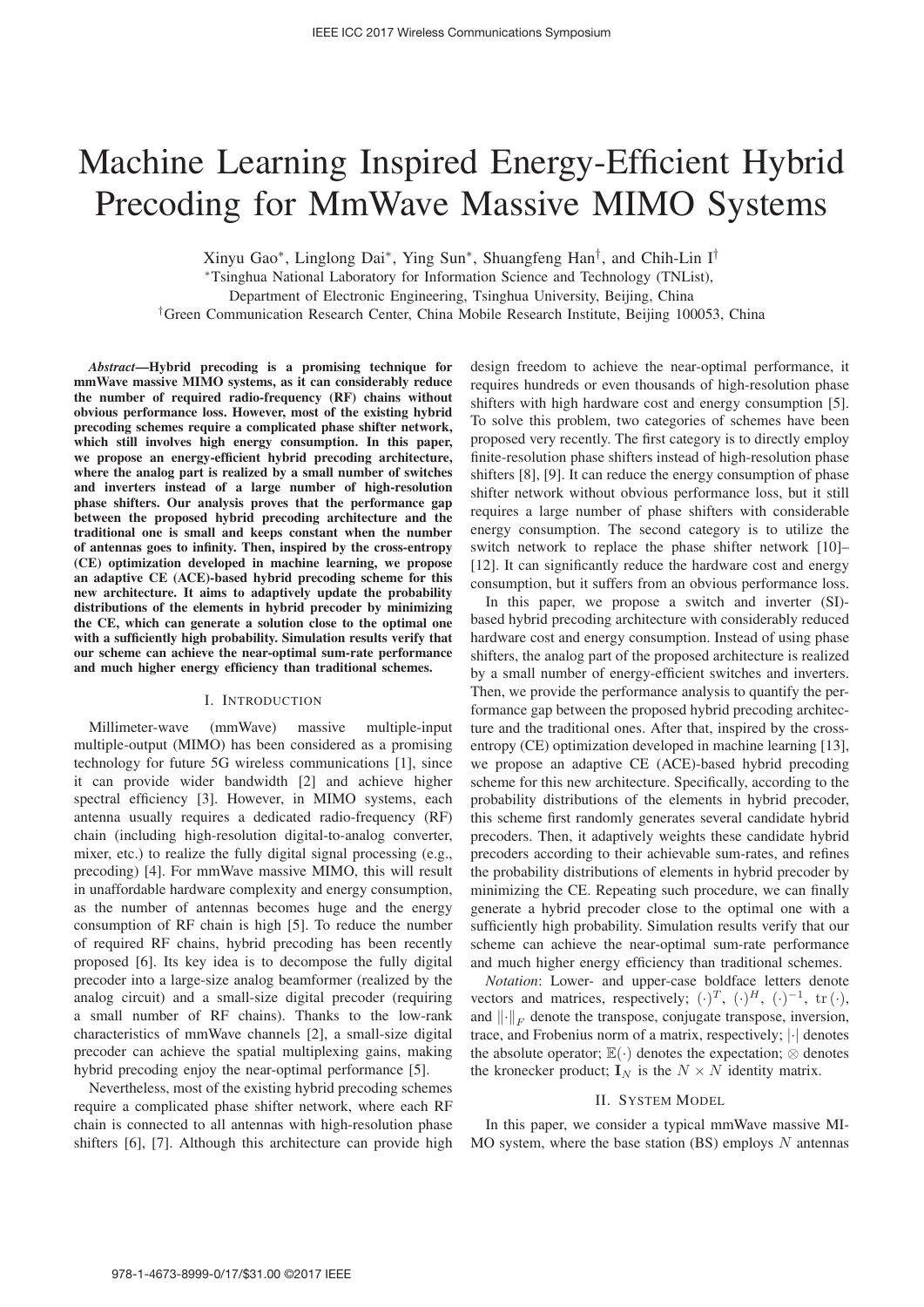# Machine Learning Inspired Energy-Efficient Hybrid Precoding for MmWave Massive MIMO Systems

Xinyu Gao*, Linglong Dai*, Ying Sun*, Shuangfeng Han†, and Chih-Lin I†

*Tsinghua National Laboratory for Information Science and Technology (TNList),
Department of Electronic Engineering, Tsinghua University, Beijing, China

†Green Communication Research Center, China Mobile Research Institute, Beijing 100053, China

***Abstract*—Hybrid precoding is a promising technique for mmWave massive MIMO systems, as it can considerably reduce the number of required radio-frequency (RF) chains without obvious performance loss. However, most of the existing hybrid precoding schemes require a complicated phase shifter network, which still involves high energy consumption. In this paper, we propose an energy-efficient hybrid precoding architecture, where the analog part is realized by a small number of switches and inverters instead of a large number of high-resolution phase shifters. Our analysis proves that the performance gap between the proposed hybrid precoding architecture and the traditional one is small and keeps constant when the number of antennas goes to infinity. Then, inspired by the cross-entropy (CE) optimization developed in machine learning, we propose an adaptive CE (ACE)-based hybrid precoding scheme for this new architecture. It aims to adaptively update the probability distributions of the elements in hybrid precoder by minimizing the CE, which can generate a solution close to the optimal one with a sufficiently high probability. Simulation results verify that our scheme can achieve the near-optimal sum-rate performance and much higher energy efficiency than traditional schemes.**

## I. Introduction

Millimeter-wave (mmWave) massive multiple-input multiple-output (MIMO) has been considered as a promising technology for future 5G wireless communications [1], since it can provide wider bandwidth [2] and achieve higher spectral efficiency [3]. However, in MIMO systems, each antenna usually requires a dedicated radio-frequency (RF) chain (including high-resolution digital-to-analog converter, mixer, etc.) to realize the fully digital signal processing (e.g., precoding) [4]. For mmWave massive MIMO, this will result in unaffordable hardware complexity and energy consumption, as the number of antennas becomes huge and the energy consumption of RF chain is high [5]. To reduce the number of required RF chains, hybrid precoding has been recently proposed [6]. Its key idea is to decompose the fully digital precoder into a large-size analog beamformer (realized by the analog circuit) and a small-size digital precoder (requiring a small number of RF chains). Thanks to the low-rank characteristics of mmWave channels [2], a small-size digital precoder can achieve the spatial multiplexing gains, making hybrid precoding enjoy the near-optimal performance [5].

Nevertheless, most of the existing hybrid precoding schemes require a complicated phase shifter network, where each RF chain is connected to all antennas with high-resolution phase shifters [6], [7]. Although this architecture can provide high design freedom to achieve the near-optimal performance, it requires hundreds or even thousands of high-resolution phase shifters with high hardware cost and energy consumption [5]. To solve this problem, two categories of schemes have been proposed very recently. The first category is to directly employ finite-resolution phase shifters instead of high-resolution phase shifters [8], [9]. It can reduce the energy consumption of phase shifter network without obvious performance loss, but it still requires a large number of phase shifters with considerable energy consumption. The second category is to utilize the switch network to replace the phase shifter network [10]–[12]. It can significantly reduce the hardware cost and energy consumption, but it suffers from an obvious performance loss.

In this paper, we propose a switch and inverter (SI)-based hybrid precoding architecture with considerably reduced hardware cost and energy consumption. Instead of using phase shifters, the analog part of the proposed architecture is realized by a small number of energy-efficient switches and inverters. Then, we provide the performance analysis to quantify the performance gap between the proposed hybrid precoding architecture and the traditional ones. After that, inspired by the cross-entropy (CE) optimization developed in machine learning [13], we propose an adaptive CE (ACE)-based hybrid precoding scheme for this new architecture. Specifically, according to the probability distributions of the elements in hybrid precoder, this scheme first randomly generates several candidate hybrid precoders. Then, it adaptively weights these candidate hybrid precoders according to their achievable sum-rates, and refines the probability distributions of elements in hybrid precoder by minimizing the CE. Repeating such procedure, we can finally generate a hybrid precoder close to the optimal one with a sufficiently high probability. Simulation results verify that our scheme can achieve the near-optimal sum-rate performance and much higher energy efficiency than traditional schemes.

*Notation*: Lower- and upper-case boldface letters denote vectors and matrices, respectively; $(\cdot)^T$, $(\cdot)^H$, $(\cdot)^{-1}$, $\mathrm{tr}(\cdot)$, and $\|\cdot\|_F$ denote the transpose, conjugate transpose, inversion, trace, and Frobenius norm of a matrix, respectively; $|\cdot|$ denotes the absolute operator; $\mathbb{E}(\cdot)$ denotes the expectation; $\otimes$ denotes the kronecker product; $\mathbf{I}_N$ is the $N \times N$ identity matrix.

## II. System Model

In this paper, we consider a typical mmWave massive MIMO system, where the base station (BS) employs $N$ antennas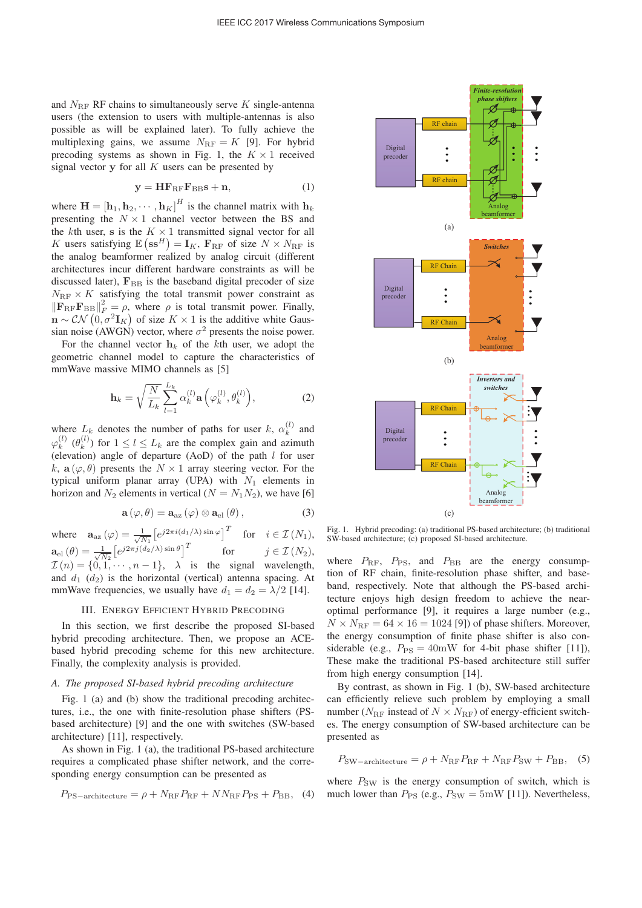and $N_{\rm RF}$ RF chains to simultaneously serve $K$ single-antenna users (the extension to users with multiple-antennas is also possible as will be explained later). To fully achieve the multiplexing gains, we assume $N_{\rm RF} = K$ [9]. For hybrid precoding systems as shown in Fig. 1, the $K \times 1$ received signal vector $\mathbf{y}$ for all $K$ users can be presented by

$$\mathbf{y} = \mathbf{H}\mathbf{F}_{\rm RF}\mathbf{F}_{\rm BB}\mathbf{s} + \mathbf{n}, \tag{1}$$

where $\mathbf{H} = [\mathbf{h}_1, \mathbf{h}_2, \cdots, \mathbf{h}_K]^H$ is the channel matrix with $\mathbf{h}_k$ presenting the $N \times 1$ channel vector between the BS and the $k$th user, $\mathbf{s}$ is the $K \times 1$ transmitted signal vector for all $K$ users satisfying $\mathbb{E}\left(\mathbf{s}\mathbf{s}^H\right) = \mathbf{I}_K$, $\mathbf{F}_{\rm RF}$ of size $N \times N_{\rm RF}$ is the analog beamformer realized by analog circuit (different architectures incur different hardware constraints as will be discussed later), $\mathbf{F}_{\rm BB}$ is the baseband digital precoder of size $N_{\rm RF} \times K$ satisfying the total transmit power constraint as $\|\mathbf{F}_{\rm RF}\mathbf{F}_{\rm BB}\|_F^2 = \rho$, where $\rho$ is total transmit power. Finally, $\mathbf{n} \sim \mathcal{CN}\left(0, \sigma^2\mathbf{I}_K\right)$ of size $K \times 1$ is the additive white Gaussian noise (AWGN) vector, where $\sigma^2$ presents the noise power.

For the channel vector $\mathbf{h}_k$ of the $k$th user, we adopt the geometric channel model to capture the characteristics of mmWave massive MIMO channels as [5]

$$\mathbf{h}_k = \sqrt{\frac{N}{L_k}} \sum_{l=1}^{L_k} \alpha_k^{(l)} \mathbf{a}\left(\varphi_k^{(l)}, \theta_k^{(l)}\right), \tag{2}$$

where $L_k$ denotes the number of paths for user $k$, $\alpha_k^{(l)}$ and $\varphi_k^{(l)}$ ($\theta_k^{(l)}$) for $1 \leq l \leq L_k$ are the complex gain and azimuth (elevation) angle of departure (AoD) of the path $l$ for user $k$, $\mathbf{a}\left(\varphi, \theta\right)$ presents the $N \times 1$ array steering vector. For the typical uniform planar array (UPA) with $N_1$ elements in horizon and $N_2$ elements in vertical ($N = N_1 N_2$), we have [6]

$$\mathbf{a}\left(\varphi, \theta\right) = \mathbf{a}_{\rm az}\left(\varphi\right) \otimes \mathbf{a}_{\rm el}\left(\theta\right), \tag{3}$$

where $\mathbf{a}_{\rm az}\left(\varphi\right) = \frac{1}{\sqrt{N_1}}\left[e^{j2\pi i(d_1/\lambda)\sin\varphi}\right]^T$ for $i \in \mathcal{I}(N_1)$, $\mathbf{a}_{\rm el}\left(\theta\right) = \frac{1}{\sqrt{N_2}}\left[e^{j2\pi j(d_2/\lambda)\sin\theta}\right]^T$ for $j \in \mathcal{I}(N_2)$, $\mathcal{I}(n) = \{0, 1, \cdots, n-1\}$, $\lambda$ is the signal wavelength, and $d_1$ ($d_2$) is the horizontal (vertical) antenna spacing. At mmWave frequencies, we usually have $d_1 = d_2 = \lambda/2$ [14].

## III. Energy Efficient Hybrid Precoding

In this section, we first describe the proposed SI-based hybrid precoding architecture. Then, we propose an ACE-based hybrid precoding scheme for this new architecture. Finally, the complexity analysis is provided.

### *A. The proposed SI-based hybrid precoding architecture*

Fig. 1 (a) and (b) show the traditional precoding architectures, i.e., the one with finite-resolution phase shifters (PS-based architecture) [9] and the one with switches (SW-based architecture) [11], respectively.

As shown in Fig. 1 (a), the traditional PS-based architecture requires a complicated phase shifter network, and the corresponding energy consumption can be presented as

$$P_{\rm PS-architecture} = \rho + N_{\rm RF}P_{\rm RF} + NN_{\rm RF}P_{\rm PS} + P_{\rm BB}, \tag{4}$$

Fig. 1. Hybrid precoding: (a) traditional PS-based architecture; (b) traditional SW-based architecture; (c) proposed SI-based architecture.

where $P_{\rm RF}$, $P_{\rm PS}$, and $P_{\rm BB}$ are the energy consumption of RF chain, finite-resolution phase shifter, and baseband, respectively. Note that although the PS-based architecture enjoys high design freedom to achieve the near-optimal performance [9], it requires a large number (e.g., $N \times N_{\rm RF} = 64 \times 16 = 1024$ [9]) of phase shifters. Moreover, the energy consumption of finite phase shifter is also considerable (e.g., $P_{\rm PS} = 40{\rm mW}$ for 4-bit phase shifter [11]). These make the traditional PS-based architecture still suffer from high energy consumption [14].

By contrast, as shown in Fig. 1 (b), SW-based architecture can efficiently relieve such problem by employing a small number ($N_{\rm RF}$ instead of $N \times N_{\rm RF}$) of energy-efficient switches. The energy consumption of SW-based architecture can be presented as

$$P_{\rm SW-architecture} = \rho + N_{\rm RF}P_{\rm RF} + N_{\rm RF}P_{\rm SW} + P_{\rm BB}, \tag{5}$$

where $P_{\rm SW}$ is the energy consumption of switch, which is much lower than $P_{\rm PS}$ (e.g., $P_{\rm SW} = 5{\rm mW}$ [11]). Nevertheless,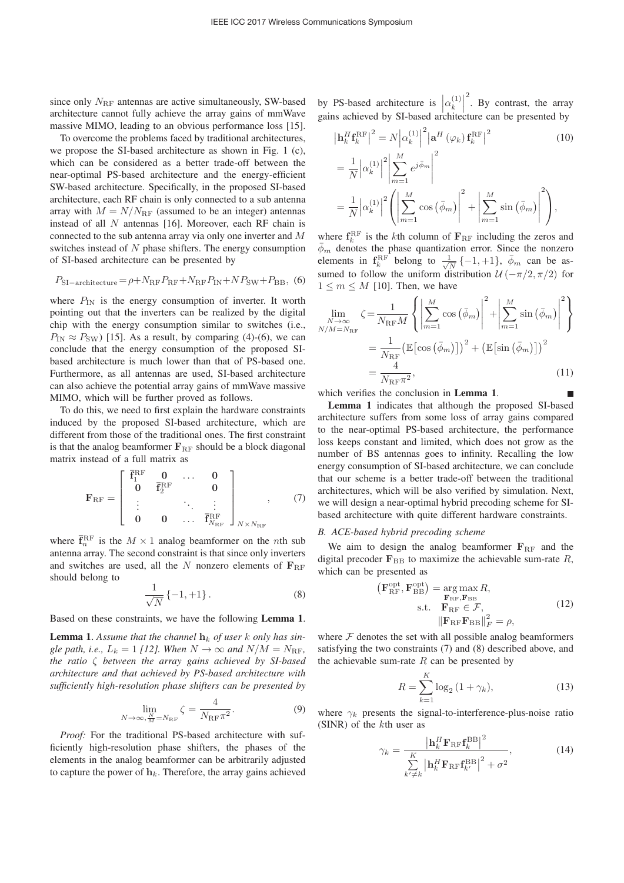since only $N_{\rm RF}$ antennas are active simultaneously, SW-based architecture cannot fully achieve the array gains of mmWave massive MIMO, leading to an obvious performance loss [15].

To overcome the problems faced by traditional architectures, we propose the SI-based architecture as shown in Fig. 1 (c), which can be considered as a better trade-off between the near-optimal PS-based architecture and the energy-efficient SW-based architecture. Specifically, in the proposed SI-based architecture, each RF chain is only connected to a sub antenna array with $M = N/N_{\rm RF}$ (assumed to be an integer) antennas instead of all $N$ antennas [16]. Moreover, each RF chain is connected to the sub antenna array via only one inverter and $M$ switches instead of $N$ phase shifters. The energy consumption of SI-based architecture can be presented by

$$P_{\rm SI-architecture} = \rho + N_{\rm RF}P_{\rm RF} + N_{\rm RF}P_{\rm IN} + NP_{\rm SW} + P_{\rm BB}, \quad (6)$$

where $P_{\rm IN}$ is the energy consumption of inverter. It worth pointing out that the inverters can be realized by the digital chip with the energy consumption similar to switches (i.e., $P_{\rm IN} \approx P_{\rm SW}$) [15]. As a result, by comparing (4)-(6), we can conclude that the energy consumption of the proposed SI-based architecture is much lower than that of PS-based one. Furthermore, as all antennas are used, SI-based architecture can also achieve the potential array gains of mmWave massive MIMO, which will be further proved as follows.

To do this, we need to first explain the hardware constraints induced by the proposed SI-based architecture, which are different from those of the traditional ones. The first constraint is that the analog beamformer $\mathbf{F}_{\rm RF}$ should be a block diagonal matrix instead of a full matrix as

$$\mathbf{F}_{\rm RF} = \begin{bmatrix} \bar{\mathbf{f}}_1^{\rm RF} & \mathbf{0} & \dots & \mathbf{0} \\ \mathbf{0} & \bar{\mathbf{f}}_2^{\rm RF} & & \mathbf{0} \\ \vdots & & \ddots & \vdots \\ \mathbf{0} & \mathbf{0} & \dots & \bar{\mathbf{f}}_{N_{\rm RF}}^{\rm RF} \end{bmatrix}_{N \times N_{\rm RF}}, \quad (7)$$

where $\bar{\mathbf{f}}_n^{\rm RF}$ is the $M \times 1$ analog beamformer on the $n$th sub antenna array. The second constraint is that since only inverters and switches are used, all the $N$ nonzero elements of $\mathbf{F}_{\rm RF}$ should belong to

$$\frac{1}{\sqrt{N}}\{-1, +1\}. \quad (8)$$

Based on these constraints, we have the following **Lemma 1**.

**Lemma 1**. *Assume that the channel $\mathbf{h}_k$ of user $k$ only has single path, i.e., $L_k = 1$ [12]. When $N \to \infty$ and $N/M = N_{\rm RF}$, the ratio $\zeta$ between the array gains achieved by SI-based architecture and that achieved by PS-based architecture with sufficiently high-resolution phase shifters can be presented by*

$$\lim_{N \to \infty, \frac{N}{M} = N_{\rm RF}} \zeta = \frac{4}{N_{\rm RF}\pi^2}. \quad (9)$$

*Proof:* For the traditional PS-based architecture with sufficiently high-resolution phase shifters, the phases of the elements in the analog beamformer can be arbitrarily adjusted to capture the power of $\mathbf{h}_k$. Therefore, the array gains achieved by PS-based architecture is $\left|\alpha_k^{(1)}\right|^2$. By contrast, the array gains achieved by SI-based architecture can be presented by

$$\begin{aligned} \left|\mathbf{h}_k^H \mathbf{f}_k^{\rm RF}\right|^2 &= N\left|\alpha_k^{(1)}\right|^2 \left|\mathbf{a}^H(\varphi_k)\mathbf{f}_k^{\rm RF}\right|^2 \quad (10) \\ &= \frac{1}{N}\left|\alpha_k^{(1)}\right|^2 \left|\sum_{m=1}^{M} e^{j\bar{\phi}_m}\right|^2 \\ &= \frac{1}{N}\left|\alpha_k^{(1)}\right|^2 \left(\left|\sum_{m=1}^{M}\cos\left(\bar{\phi}_m\right)\right|^2 + \left|\sum_{m=1}^{M}\sin\left(\bar{\phi}_m\right)\right|^2\right), \end{aligned}$$

where $\mathbf{f}_k^{\rm RF}$ is the $k$th column of $\mathbf{F}_{\rm RF}$ including the zeros and $\bar{\phi}_m$ denotes the phase quantization error. Since the nonzero elements in $\mathbf{f}_k^{\rm RF}$ belong to $\frac{1}{\sqrt{N}}\{-1, +1\}$, $\bar{\phi}_m$ can be assumed to follow the uniform distribution $\mathcal{U}(-\pi/2, \pi/2)$ for $1 \leq m \leq M$ [10]. Then, we have

$$\begin{aligned} \lim_{\substack{N \to \infty \\ N/M = N_{\rm RF}}} \zeta &= \frac{1}{N_{\rm RF}M}\left\{\left|\sum_{m=1}^{M}\cos\left(\bar{\phi}_m\right)\right|^2 + \left|\sum_{m=1}^{M}\sin\left(\bar{\phi}_m\right)\right|^2\right\} \\ &= \frac{1}{N_{\rm RF}}\left(\mathbb{E}\left[\cos\left(\bar{\phi}_m\right)\right]\right)^2 + \left(\mathbb{E}\left[\sin\left(\bar{\phi}_m\right)\right]\right)^2 \\ &= \frac{4}{N_{\rm RF}\pi^2}, \quad (11) \end{aligned}$$

which verifies the conclusion in **Lemma 1**. ∎

**Lemma 1** indicates that although the proposed SI-based architecture suffers from some loss of array gains compared to the near-optimal PS-based architecture, the performance loss keeps constant and limited, which does not grow as the number of BS antennas goes to infinity. Recalling the low energy consumption of SI-based architecture, we can conclude that our scheme is a better trade-off between the traditional architectures, which will be also verified by simulation. Next, we will design a near-optimal hybrid precoding scheme for SI-based architecture with quite different hardware constraints.

### *B. ACE-based hybrid precoding scheme*

We aim to design the analog beamformer $\mathbf{F}_{\rm RF}$ and the digital precoder $\mathbf{F}_{\rm BB}$ to maximize the achievable sum-rate $R$, which can be presented as

$$\begin{aligned} \left(\mathbf{F}_{\rm RF}^{\rm opt}, \mathbf{F}_{\rm BB}^{\rm opt}\right) &= \arg\max_{\mathbf{F}_{\rm RF}, \mathbf{F}_{\rm BB}} R, \\ \text{s.t.} \quad & \mathbf{F}_{\rm RF} \in \mathcal{F}, \quad (12) \\ & \left\|\mathbf{F}_{\rm RF}\mathbf{F}_{\rm BB}\right\|_F^2 = \rho, \end{aligned}$$

where $\mathcal{F}$ denotes the set with all possible analog beamformers satisfying the two constraints (7) and (8) described above, and the achievable sum-rate $R$ can be presented by

$$R = \sum_{k=1}^{K} \log_2(1 + \gamma_k), \quad (13)$$

where $\gamma_k$ presents the signal-to-interference-plus-noise ratio (SINR) of the $k$th user as

$$\gamma_k = \frac{\left|\mathbf{h}_k^H \mathbf{F}_{\rm RF}\mathbf{f}_k^{\rm BB}\right|^2}{\sum\limits_{k' \neq k}^{K}\left|\mathbf{h}_k^H \mathbf{F}_{\rm RF}\mathbf{f}_{k'}^{\rm BB}\right|^2 + \sigma^2}, \quad (14)$$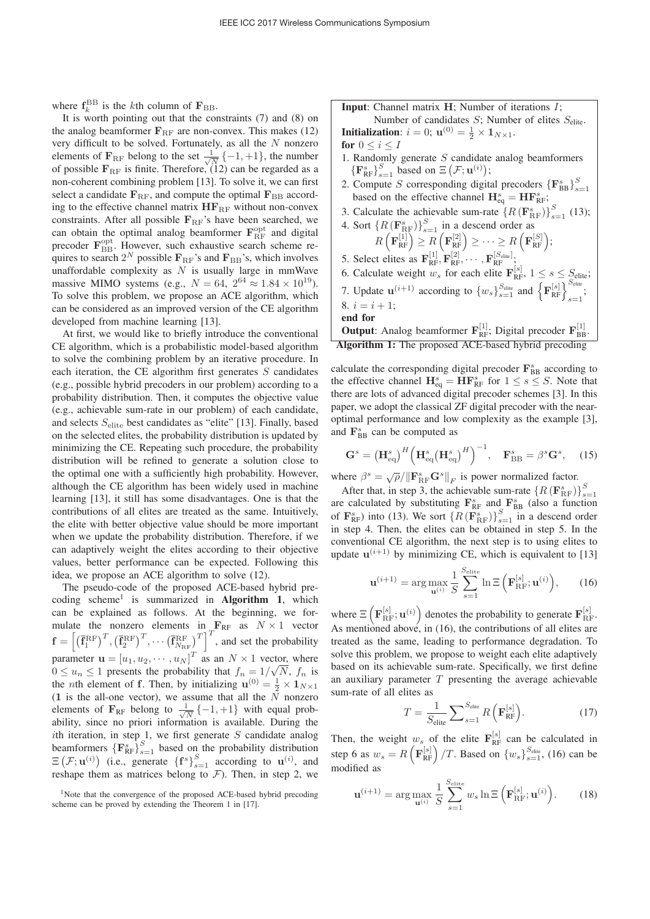where $\mathbf{f}_k^{\mathrm{BB}}$ is the $k$th column of $\mathbf{F}_{\mathrm{BB}}$.

It is worth pointing out that the constraints (7) and (8) on the analog beamformer $\mathbf{F}_{\mathrm{RF}}$ are non-convex. This makes (12) very difficult to be solved. Fortunately, as all the $N$ nonzero elements of $\mathbf{F}_{\mathrm{RF}}$ belong to the set $\frac{1}{\sqrt{N}}\{-1,+1\}$, the number of possible $\mathbf{F}_{\mathrm{RF}}$ is finite. Therefore, (12) can be regarded as a non-coherent combining problem [13]. To solve it, we can first select a candidate $\mathbf{F}_{\mathrm{RF}}$, and compute the optimal $\mathbf{F}_{\mathrm{BB}}$ according to the effective channel matrix $\mathbf{H}\mathbf{F}_{\mathrm{RF}}$ without non-convex constraints. After all possible $\mathbf{F}_{\mathrm{RF}}$'s have been searched, we can obtain the optimal analog beamformer $\mathbf{F}_{\mathrm{RF}}^{\mathrm{opt}}$ and digital precoder $\mathbf{F}_{\mathrm{BB}}^{\mathrm{opt}}$. However, such exhaustive search scheme requires to search $2^N$ possible $\mathbf{F}_{\mathrm{RF}}$'s and $\mathbf{F}_{\mathrm{BB}}$'s, which involves unaffordable complexity as $N$ is usually large in mmWave massive MIMO systems (e.g., $N=64$, $2^{64}\approx 1.84\times 10^{19}$). To solve this problem, we propose an ACE algorithm, which can be considered as an improved version of the CE algorithm developed from machine learning [13].

At first, we would like to briefly introduce the conventional CE algorithm, which is a probabilistic model-based algorithm to solve the combining problem by an iterative procedure. In each iteration, the CE algorithm first generates $S$ candidates (e.g., possible hybrid precoders in our problem) according to a probability distribution. Then, it computes the objective value (e.g., achievable sum-rate in our problem) of each candidate, and selects $S_{\mathrm{elite}}$ best candidates as "elite" [13]. Finally, based on the selected elites, the probability distribution is updated by minimizing the CE. Repeating such procedure, the probability distribution will be refined to generate a solution close to the optimal one with a sufficiently high probability. However, although the CE algorithm has been widely used in machine learning [13], it still has some disadvantages. One is that the contributions of all elites are treated as the same. Intuitively, the elite with better objective value should be more important when we update the probability distribution. Therefore, if we can adaptively weight the elites according to their objective values, better performance can be expected. Following this idea, we propose an ACE algorithm to solve (12).

The pseudo-code of the proposed ACE-based hybrid precoding scheme[1] is summarized in **Algorithm 1**, which can be explained as follows. At the beginning, we formulate the nonzero elements in $\mathbf{F}_{\mathrm{RF}}$ as $N\times 1$ vector $\mathbf{f}=\left[\left(\bar{\mathbf{f}}_1^{\mathrm{RF}}\right)^T,\left(\bar{\mathbf{f}}_2^{\mathrm{RF}}\right)^T,\cdots\left(\bar{\mathbf{f}}_{N_{\mathrm{RF}}}^{\mathrm{RF}}\right)^T\right]^T$, and set the probability parameter $\mathbf{u}=[u_1,u_2,\cdots,u_N]^T$ as an $N\times 1$ vector, where $0\le u_n\le 1$ presents the probability that $f_n=1/\sqrt{N}$, $f_n$ is the $n$th element of $\mathbf{f}$. Then, by initializing $\mathbf{u}^{(0)}=\frac{1}{2}\times \mathbf{1}_{N\times 1}$ ($\mathbf{1}$ is the all-one vector), we assume that all the $N$ nonzero elements of $\mathbf{F}_{\mathrm{RF}}$ belong to $\frac{1}{\sqrt{N}}\{-1,+1\}$ with equal probability, since no priori information is available. During the $i$th iteration, in step 1, we first generate $S$ candidate analog beamformers $\{\mathbf{F}_{\mathrm{RF}}^s\}_{s=1}^S$ based on the probability distribution $\Xi\left(\mathcal{F};\mathbf{u}^{(i)}\right)$ (i.e., generate $\{\mathbf{f}^s\}_{s=1}^S$ according to $\mathbf{u}^{(i)}$, and reshape them as matrices belong to $\mathcal{F}$). Then, in step 2, we

[1] Note that the convergence of the proposed ACE-based hybrid precoding scheme can be proved by extending the Theorem 1 in [17].

---

**Input**: Channel matrix $\mathbf{H}$; Number of iterations $I$;
Number of candidates $S$; Number of elites $S_{\mathrm{elite}}$.
**Initialization**: $i=0$; $\mathbf{u}^{(0)}=\frac{1}{2}\times\mathbf{1}_{N\times 1}$.
**for** $0\le i\le I$
1. Randomly generate $S$ candidate analog beamformers $\{\mathbf{F}_{\mathrm{RF}}^s\}_{s=1}^S$ based on $\Xi\left(\mathcal{F};\mathbf{u}^{(i)}\right)$;
2. Compute $S$ corresponding digital precoders $\{\mathbf{F}_{\mathrm{BB}}^s\}_{s=1}^S$ based on the effective channel $\mathbf{H}_{\mathrm{eq}}^s=\mathbf{H}\mathbf{F}_{\mathrm{RF}}^s$;
3. Calculate the achievable sum-rate $\{R\left(\mathbf{F}_{\mathrm{RF}}^s\right)\}_{s=1}^S$ (13);
4. Sort $\{R\left(\mathbf{F}_{\mathrm{RF}}^s\right)\}_{s=1}^S$ in a descend order as $R\left(\mathbf{F}_{\mathrm{RF}}^{[1]}\right)\ge R\left(\mathbf{F}_{\mathrm{RF}}^{[2]}\right)\ge\cdots\ge R\left(\mathbf{F}_{\mathrm{RF}}^{[S]}\right)$;
5. Select elites as $\mathbf{F}_{\mathrm{RF}}^{[1]},\mathbf{F}_{\mathrm{RF}}^{[2]},\cdots,\mathbf{F}_{\mathrm{RF}}^{[S_{\mathrm{elite}}]}$;
6. Calculate weight $w_s$ for each elite $\mathbf{F}_{\mathrm{RF}}^{[s]}$, $1\le s\le S_{\mathrm{elite}}$;
7. Update $\mathbf{u}^{(i+1)}$ according to $\{w_s\}_{s=1}^{S_{\mathrm{elite}}}$ and $\left\{\mathbf{F}_{\mathrm{RF}}^{[s]}\right\}_{s=1}^{S_{\mathrm{elite}}}$;
8. $i=i+1$;

**end for**
**Output**: Analog beamformer $\mathbf{F}_{\mathrm{RF}}^{[1]}$; Digital precoder $\mathbf{F}_{\mathrm{BB}}^{[1]}$.

**Algorithm 1:** The proposed ACE-based hybrid precoding

---

calculate the corresponding digital precoder $\mathbf{F}_{\mathrm{BB}}^s$ according to the effective channel $\mathbf{H}_{\mathrm{eq}}^s=\mathbf{H}\mathbf{F}_{\mathrm{RF}}^s$ for $1\le s\le S$. Note that there are lots of advanced digital precoder schemes [3]. In this paper, we adopt the classical ZF digital precoder with the near-optimal performance and low complexity as the example [3], and $\mathbf{F}_{\mathrm{BB}}^s$ can be computed as

$$\mathbf{G}^s=\left(\mathbf{H}_{\mathrm{eq}}^s\right)^H\left(\mathbf{H}_{\mathrm{eq}}^s\left(\mathbf{H}_{\mathrm{eq}}^s\right)^H\right)^{-1},\quad \mathbf{F}_{\mathrm{BB}}^s=\beta^s\mathbf{G}^s,\quad (15)$$

where $\beta^s=\sqrt{\rho}/\|\mathbf{F}_{\mathrm{RF}}^s\mathbf{G}^s\|_F$ is power normalized factor.

After that, in step 3, the achievable sum-rate $\{R\left(\mathbf{F}_{\mathrm{RF}}^s\right)\}_{s=1}^S$ are calculated by substituting $\mathbf{F}_{\mathrm{RF}}^s$ and $\mathbf{F}_{\mathrm{BB}}^s$ (also a function of $\mathbf{F}_{\mathrm{RF}}^s$) into (13). We sort $\{R\left(\mathbf{F}_{\mathrm{RF}}^s\right)\}_{s=1}^S$ in a descend order in step 4. Then, the elites can be obtained in step 5. In the conventional CE algorithm, the next step is to using elites to update $\mathbf{u}^{(i+1)}$ by minimizing CE, which is equivalent to [13]

$$\mathbf{u}^{(i+1)}=\arg\max_{\mathbf{u}^{(i)}}\frac{1}{S}\sum_{s=1}^{S_{\mathrm{elite}}}\ln\Xi\left(\mathbf{F}_{\mathrm{RF}}^{[s]};\mathbf{u}^{(i)}\right),\quad (16)$$

where $\Xi\left(\mathbf{F}_{\mathrm{RF}}^{[s]};\mathbf{u}^{(i)}\right)$ denotes the probability to generate $\mathbf{F}_{\mathrm{RF}}^{[s]}$. As mentioned above, in (16), the contributions of all elites are treated as the same, leading to performance degradation. To solve this problem, we propose to weight each elite adaptively based on its achievable sum-rate. Specifically, we first define an auxiliary parameter $T$ presenting the average achievable sum-rate of all elites as

$$T=\frac{1}{S_{\mathrm{elite}}}\sum\nolimits_{s=1}^{S_{\mathrm{elite}}}R\left(\mathbf{F}_{\mathrm{RF}}^{[s]}\right).\quad (17)$$

Then, the weight $w_s$ of the elite $\mathbf{F}_{\mathrm{RF}}^{[s]}$ can be calculated in step 6 as $w_s=R\left(\mathbf{F}_{\mathrm{RF}}^{[s]}\right)/T$. Based on $\{w_s\}_{s=1}^{S_{\mathrm{elite}}}$, (16) can be modified as

$$\mathbf{u}^{(i+1)}=\arg\max_{\mathbf{u}^{(i)}}\frac{1}{S}\sum_{s=1}^{S_{\mathrm{elite}}}w_s\ln\Xi\left(\mathbf{F}_{\mathrm{RF}}^{[s]};\mathbf{u}^{(i)}\right).\quad (18)$$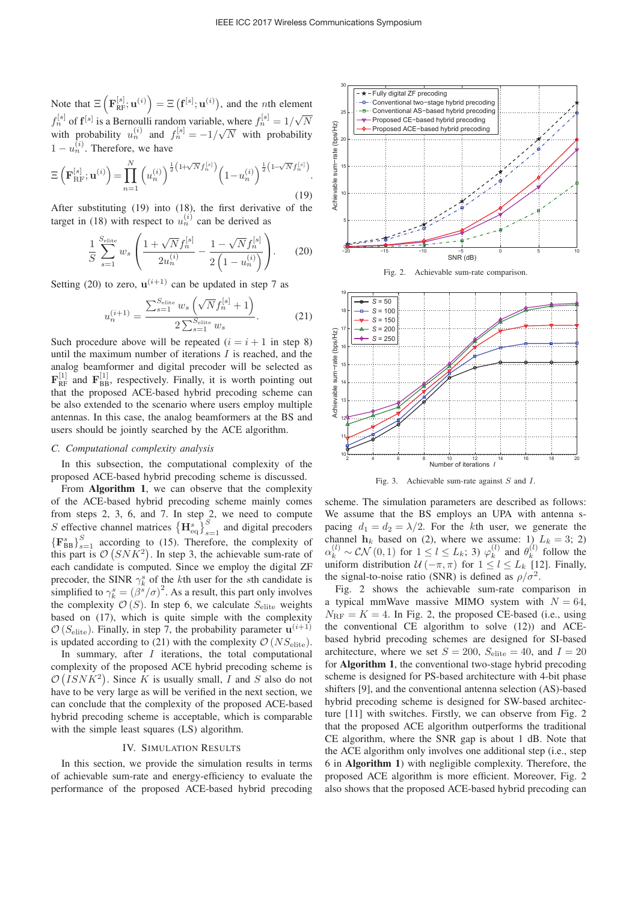Note that $\Xi\left(\mathbf{F}_{\rm RF}^{[s]};\mathbf{u}^{(i)}\right)=\Xi\left(\mathbf{f}^{[s]};\mathbf{u}^{(i)}\right)$, and the $n$th element $f_n^{[s]}$ of $\mathbf{f}^{[s]}$ is a Bernoulli random variable, where $f_n^{[s]}=1/\sqrt{N}$ with probability $u_n^{(i)}$ and $f_n^{[s]}=-1/\sqrt{N}$ with probability $1-u_n^{(i)}$. Therefore, we have

$$\Xi\left(\mathbf{F}_{\rm RF}^{[s]};\mathbf{u}^{(i)}\right)=\prod_{n=1}^{N}\left(u_n^{(i)}\right)^{\frac{1}{2}\left(1+\sqrt{N}f_n^{[s]}\right)}\left(1-u_n^{(i)}\right)^{\frac{1}{2}\left(1-\sqrt{N}f_n^{[s]}\right)}. \tag{19}$$

After substituting (19) into (18), the first derivative of the target in (18) with respect to $u_n^{(i)}$ can be derived as

$$\frac{1}{S}\sum_{s=1}^{S_{\rm elite}}w_s\left(\frac{1+\sqrt{N}f_n^{[s]}}{2u_n^{(i)}}-\frac{1-\sqrt{N}f_n^{[s]}}{2\left(1-u_n^{(i)}\right)}\right). \tag{20}$$

Setting (20) to zero, $\mathbf{u}^{(i+1)}$ can be updated in step 7 as

$$u_n^{(i+1)}=\frac{\sum_{s=1}^{S_{\rm elite}}w_s\left(\sqrt{N}f_n^{[s]}+1\right)}{2\sum_{s=1}^{S_{\rm elite}}w_s}. \tag{21}$$

Such procedure above will be repeated ($i=i+1$ in step 8) until the maximum number of iterations $I$ is reached, and the analog beamformer and digital precoder will be selected as $\mathbf{F}_{\rm RF}^{[1]}$ and $\mathbf{F}_{\rm BB}^{[1]}$, respectively. Finally, it is worth pointing out that the proposed ACE-based hybrid precoding scheme can be also extended to the scenario where users employ multiple antennas. In this case, the analog beamformers at the BS and users should be jointly searched by the ACE algorithm.

### C. Computational complexity analysis

In this subsection, the computational complexity of the proposed ACE-based hybrid precoding scheme is discussed.

From **Algorithm 1**, we can observe that the complexity of the ACE-based hybrid precoding scheme mainly comes from steps 2, 3, 6, and 7. In step 2, we need to compute $S$ effective channel matrices $\left\{\mathbf{H}_{\rm eq}^{s}\right\}_{s=1}^{S}$ and digital precoders $\left\{\mathbf{F}_{\rm BB}^{s}\right\}_{s=1}^{S}$ according to (15). Therefore, the complexity of this part is $\mathcal{O}\left(SNK^2\right)$. In step 3, the achievable sum-rate of each candidate is computed. Since we employ the digital ZF precoder, the SINR $\gamma_k^s$ of the $k$th user for the $s$th candidate is simplified to $\gamma_k^s=\left(\beta^s/\sigma\right)^2$. As a result, this part only involves the complexity $\mathcal{O}\left(S\right)$. In step 6, we calculate $S_{\rm elite}$ weights based on (17), which is quite simple with the complexity $\mathcal{O}\left(S_{\rm elite}\right)$. Finally, in step 7, the probability parameter $\mathbf{u}^{(i+1)}$ is updated according to (21) with the complexity $\mathcal{O}\left(NS_{\rm elite}\right)$.

In summary, after $I$ iterations, the total computational complexity of the proposed ACE hybrid precoding scheme is $\mathcal{O}\left(ISNK^2\right)$. Since $K$ is usually small, $I$ and $S$ also do not have to be very large as will be verified in the next section, we can conclude that the complexity of the proposed ACE-based hybrid precoding scheme is acceptable, which is comparable with the simple least squares (LS) algorithm.

## IV. Simulation Results

In this section, we provide the simulation results in terms of achievable sum-rate and energy-efficiency to evaluate the performance of the proposed ACE-based hybrid precoding scheme. The simulation parameters are described as follows: We assume that the BS employs an UPA with antenna spacing $d_1=d_2=\lambda/2$. For the $k$th user, we generate the channel $\mathbf{h}_k$ based on (2), where we assume: 1) $L_k=3$; 2) $\alpha_k^{(l)}\sim\mathcal{CN}\left(0,1\right)$ for $1\leq l\leq L_k$; 3) $\varphi_k^{(l)}$ and $\theta_k^{(l)}$ follow the uniform distribution $\mathcal{U}\left(-\pi,\pi\right)$ for $1\leq l\leq L_k$ [12]. Finally, the signal-to-noise ratio (SNR) is defined as $\rho/\sigma^2$.

Fig. 2. Achievable sum-rate comparison.

Fig. 3. Achievable sum-rate against $S$ and $I$.

Fig. 2 shows the achievable sum-rate comparison in a typical mmWave massive MIMO system with $N=64$, $N_{\rm RF}=K=4$. In Fig. 2, the proposed CE-based (i.e., using the conventional CE algorithm to solve (12)) and ACE-based hybrid precoding schemes are designed for SI-based architecture, where we set $S=200$, $S_{\rm elite}=40$, and $I=20$ for **Algorithm 1**, the conventional two-stage hybrid precoding scheme is designed for PS-based architecture with 4-bit phase shifters [9], and the conventional antenna selection (AS)-based hybrid precoding scheme is designed for SW-based architecture [11] with switches. Firstly, we can observe from Fig. 2 that the proposed ACE algorithm outperforms the traditional CE algorithm, where the SNR gap is about 1 dB. Note that the ACE algorithm only involves one additional step (i.e., step 6 in **Algorithm 1**) with negligible complexity. Therefore, the proposed ACE algorithm is more efficient. Moreover, Fig. 2 also shows that the proposed ACE-based hybrid precoding can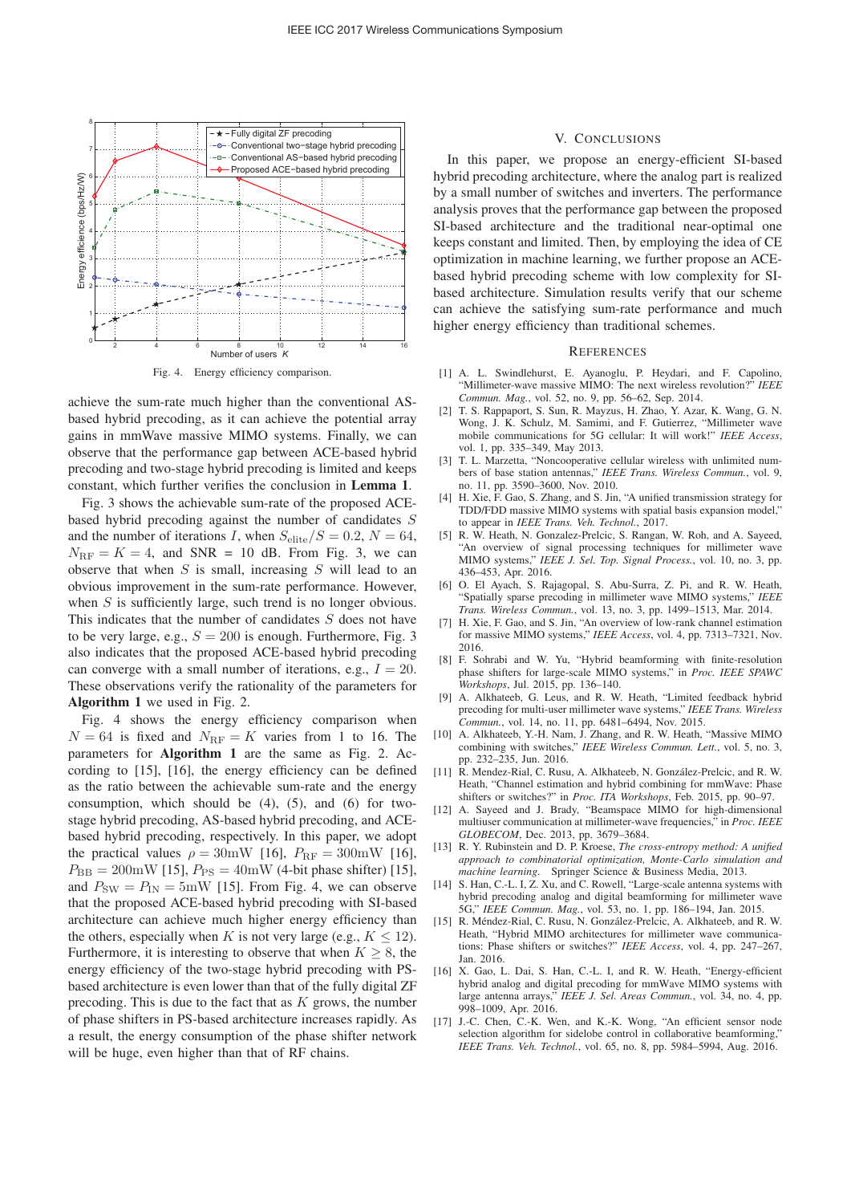- ★ - Fully digital ZF precoding
- o - Conventional two-stage hybrid precoding
- □ - Conventional AS-based hybrid precoding
- ◇ - Proposed ACE-based hybrid precoding

Energy efficience (bps/Hz/W)

0
1
2
3
4
5
6
7
8

2
4
6
8
10
12
14
16

Number of users $K$

Fig. 4. Energy efficiency comparison.

achieve the sum-rate much higher than the conventional AS-based hybrid precoding, as it can achieve the potential array gains in mmWave massive MIMO systems. Finally, we can observe that the performance gap between ACE-based hybrid precoding and two-stage hybrid precoding is limited and keeps constant, which further verifies the conclusion in **Lemma 1**.

Fig. 3 shows the achievable sum-rate of the proposed ACE-based hybrid precoding against the number of candidates $S$ and the number of iterations $I$, when $S_{\rm elite}/S = 0.2$, $N = 64$, $N_{\rm RF} = K = 4$, and SNR = 10 dB. From Fig. 3, we can observe that when $S$ is small, increasing $S$ will lead to an obvious improvement in the sum-rate performance. However, when $S$ is sufficiently large, such trend is no longer obvious. This indicates that the number of candidates $S$ does not have to be very large, e.g., $S = 200$ is enough. Furthermore, Fig. 3 also indicates that the proposed ACE-based hybrid precoding can converge with a small number of iterations, e.g., $I = 20$. These observations verify the rationality of the parameters for **Algorithm 1** we used in Fig. 2.

Fig. 4 shows the energy efficiency comparison when $N = 64$ is fixed and $N_{\rm RF} = K$ varies from 1 to 16. The parameters for **Algorithm 1** are the same as Fig. 2. According to [15], [16], the energy efficiency can be defined as the ratio between the achievable sum-rate and the energy consumption, which should be (4), (5), and (6) for two-stage hybrid precoding, AS-based hybrid precoding, and ACE-based hybrid precoding, respectively. In this paper, we adopt the practical values $\rho = 30\text{mW}$ [16], $P_{\rm RF} = 300\text{mW}$ [16], $P_{\rm BB} = 200\text{mW}$ [15], $P_{\rm PS} = 40\text{mW}$ (4-bit phase shifter) [15], and $P_{\rm SW} = P_{\rm IN} = 5\text{mW}$ [15]. From Fig. 4, we can observe that the proposed ACE-based hybrid precoding with SI-based architecture can achieve much higher energy efficiency than the others, especially when $K$ is not very large (e.g., $K \leq 12$). Furthermore, it is interesting to observe that when $K \geq 8$, the energy efficiency of the two-stage hybrid precoding with PS-based architecture is even lower than that of the fully digital ZF precoding. This is due to the fact that as $K$ grows, the number of phase shifters in PS-based architecture increases rapidly. As a result, the energy consumption of the phase shifter network will be huge, even higher than that of RF chains.

## V. Conclusions

In this paper, we propose an energy-efficient SI-based hybrid precoding architecture, where the analog part is realized by a small number of switches and inverters. The performance analysis proves that the performance gap between the proposed SI-based architecture and the traditional near-optimal one keeps constant and limited. Then, by employing the idea of CE optimization in machine learning, we further propose an ACE-based hybrid precoding scheme with low complexity for SI-based architecture. Simulation results verify that our scheme can achieve the satisfying sum-rate performance and much higher energy efficiency than traditional schemes.

## References

[1] A. L. Swindlehurst, E. Ayanoglu, P. Heydari, and F. Capolino, "Millimeter-wave massive MIMO: The next wireless revolution?" *IEEE Commun. Mag.*, vol. 52, no. 9, pp. 56–62, Sep. 2014.

[2] T. S. Rappaport, S. Sun, R. Mayzus, H. Zhao, Y. Azar, K. Wang, G. N. Wong, J. K. Schulz, M. Samimi, and F. Gutierrez, "Millimeter wave mobile communications for 5G cellular: It will work!" *IEEE Access*, vol. 1, pp. 335–349, May 2013.

[3] T. L. Marzetta, "Noncooperative cellular wireless with unlimited numbers of base station antennas," *IEEE Trans. Wireless Commun.*, vol. 9, no. 11, pp. 3590–3600, Nov. 2010.

[4] H. Xie, F. Gao, S. Zhang, and S. Jin, "A unified transmission strategy for TDD/FDD massive MIMO systems with spatial basis expansion model," to appear in *IEEE Trans. Veh. Technol.*, 2017.

[5] R. W. Heath, N. Gonzalez-Prelcic, S. Rangan, W. Roh, and A. Sayeed, "An overview of signal processing techniques for millimeter wave MIMO systems," *IEEE J. Sel. Top. Signal Process.*, vol. 10, no. 3, pp. 436–453, Apr. 2016.

[6] O. El Ayach, S. Rajagopal, S. Abu-Surra, Z. Pi, and R. W. Heath, "Spatially sparse precoding in millimeter wave MIMO systems," *IEEE Trans. Wireless Commun.*, vol. 13, no. 3, pp. 1499–1513, Mar. 2014.

[7] H. Xie, F. Gao, and S. Jin, "An overview of low-rank channel estimation for massive MIMO systems," *IEEE Access*, vol. 4, pp. 7313–7321, Nov. 2016.

[8] F. Sohrabi and W. Yu, "Hybrid beamforming with finite-resolution phase shifters for large-scale MIMO systems," in *Proc. IEEE SPAWC Workshops*, Jul. 2015, pp. 136–140.

[9] A. Alkhateeb, G. Leus, and R. W. Heath, "Limited feedback hybrid precoding for multi-user millimeter wave systems," *IEEE Trans. Wireless Commun.*, vol. 14, no. 11, pp. 6481–6494, Nov. 2015.

[10] A. Alkhateeb, Y.-H. Nam, J. Zhang, and R. W. Heath, "Massive MIMO combining with switches," *IEEE Wireless Commun. Lett.*, vol. 5, no. 3, pp. 232–235, Jun. 2016.

[11] R. Mendez-Rial, C. Rusu, A. Alkhateeb, N. González-Prelcic, and R. W. Heath, "Channel estimation and hybrid combining for mmWave: Phase shifters or switches?" in *Proc. ITA Workshops*, Feb. 2015, pp. 90–97.

[12] A. Sayeed and J. Brady, "Beamspace MIMO for high-dimensional multiuser communication at millimeter-wave frequencies," in *Proc. IEEE GLOBECOM*, Dec. 2013, pp. 3679–3684.

[13] R. Y. Rubinstein and D. P. Kroese, *The cross-entropy method: A unified approach to combinatorial optimization, Monte-Carlo simulation and machine learning*. Springer Science & Business Media, 2013.

[14] S. Han, C.-L. I, Z. Xu, and C. Rowell, "Large-scale antenna systems with hybrid precoding analog and digital beamforming for millimeter wave 5G," *IEEE Commun. Mag.*, vol. 53, no. 1, pp. 186–194, Jan. 2015.

[15] R. Méndez-Rial, C. Rusu, N. González-Prelcic, A. Alkhateeb, and R. W. Heath, "Hybrid MIMO architectures for millimeter wave communications: Phase shifters or switches?" *IEEE Access*, vol. 4, pp. 247–267, Jan. 2016.

[16] X. Gao, L. Dai, S. Han, C.-L. I, and R. W. Heath, "Energy-efficient hybrid analog and digital precoding for mmWave MIMO systems with large antenna arrays," *IEEE J. Sel. Areas Commun.*, vol. 34, no. 4, pp. 998–1009, Apr. 2016.

[17] J.-C. Chen, C.-K. Wen, and K.-K. Wong, "An efficient sensor node selection algorithm for sidelobe control in collaborative beamforming," *IEEE Trans. Veh. Technol.*, vol. 65, no. 8, pp. 5984–5994, Aug. 2016.